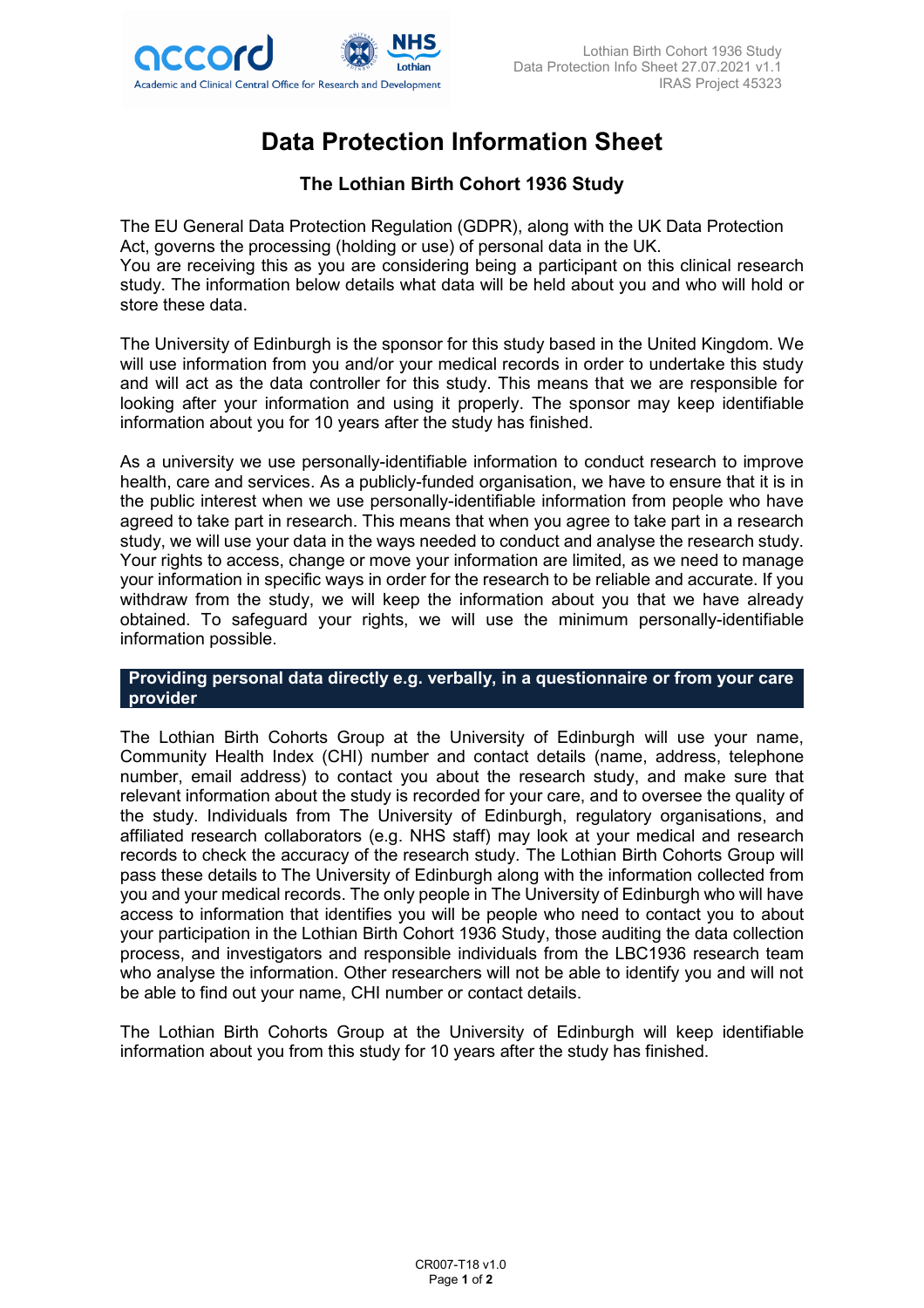# Data Protection Information Sheet

## The Lothian Birth Cohort 1936 Study

The EU General Data Protection Regulation (GDPR), along with the UK Data Protection Act, governs the processing (holding or use) of personal data in the UK.
You are receiving this as you are considering being a participant on this clinical research study. The information below details what data will be held about you and who will hold or store these data.

The University of Edinburgh is the sponsor for this study based in the United Kingdom. We will use information from you and/or your medical records in order to undertake this study and will act as the data controller for this study. This means that we are responsible for looking after your information and using it properly. The sponsor may keep identifiable information about you for 10 years after the study has finished.

As a university we use personally-identifiable information to conduct research to improve health, care and services. As a publicly-funded organisation, we have to ensure that it is in the public interest when we use personally-identifiable information from people who have agreed to take part in research. This means that when you agree to take part in a research study, we will use your data in the ways needed to conduct and analyse the research study. Your rights to access, change or move your information are limited, as we need to manage your information in specific ways in order for the research to be reliable and accurate. If you withdraw from the study, we will keep the information about you that we have already obtained. To safeguard your rights, we will use the minimum personally-identifiable information possible.

### Providing personal data directly e.g. verbally, in a questionnaire or from your care provider

The Lothian Birth Cohorts Group at the University of Edinburgh will use your name, Community Health Index (CHI) number and contact details (name, address, telephone number, email address) to contact you about the research study, and make sure that relevant information about the study is recorded for your care, and to oversee the quality of the study. Individuals from The University of Edinburgh, regulatory organisations, and affiliated research collaborators (e.g. NHS staff) may look at your medical and research records to check the accuracy of the research study. The Lothian Birth Cohorts Group will pass these details to The University of Edinburgh along with the information collected from you and your medical records. The only people in The University of Edinburgh who will have access to information that identifies you will be people who need to contact you to about your participation in the Lothian Birth Cohort 1936 Study, those auditing the data collection process, and investigators and responsible individuals from the LBC1936 research team who analyse the information. Other researchers will not be able to identify you and will not be able to find out your name, CHI number or contact details.

The Lothian Birth Cohorts Group at the University of Edinburgh will keep identifiable information about you from this study for 10 years after the study has finished.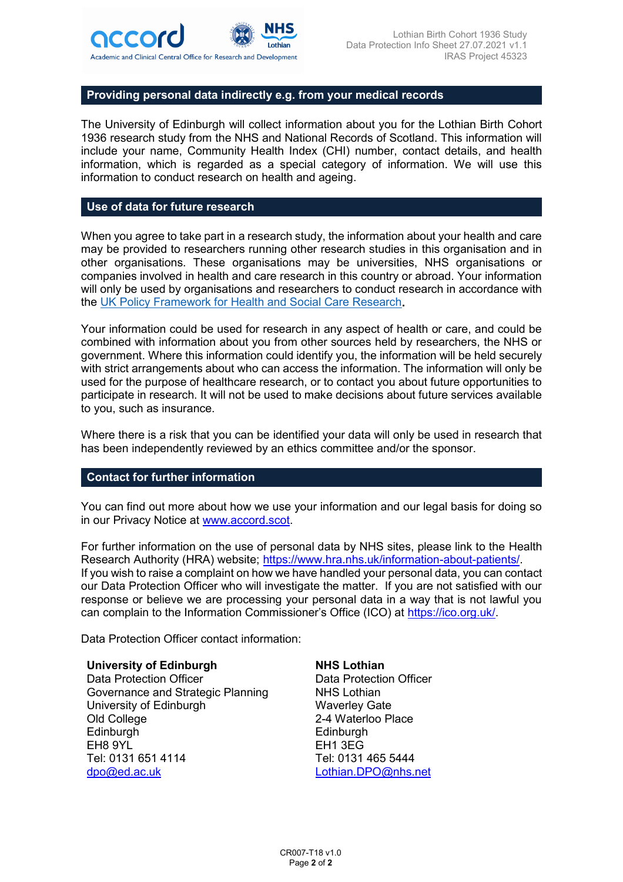## Providing personal data indirectly e.g. from your medical records

The University of Edinburgh will collect information about you for the Lothian Birth Cohort 1936 research study from the NHS and National Records of Scotland. This information will include your name, Community Health Index (CHI) number, contact details, and health information, which is regarded as a special category of information. We will use this information to conduct research on health and ageing.

## Use of data for future research

When you agree to take part in a research study, the information about your health and care may be provided to researchers running other research studies in this organisation and in other organisations. These organisations may be universities, NHS organisations or companies involved in health and care research in this country or abroad. Your information will only be used by organisations and researchers to conduct research in accordance with the [UK Policy Framework for Health and Social Care Research](UK Policy Framework for Health and Social Care Research).

Your information could be used for research in any aspect of health or care, and could be combined with information about you from other sources held by researchers, the NHS or government. Where this information could identify you, the information will be held securely with strict arrangements about who can access the information. The information will only be used for the purpose of healthcare research, or to contact you about future opportunities to participate in research. It will not be used to make decisions about future services available to you, such as insurance.

Where there is a risk that you can be identified your data will only be used in research that has been independently reviewed by an ethics committee and/or the sponsor.

## Contact for further information

You can find out more about how we use your information and our legal basis for doing so in our Privacy Notice at www.accord.scot.

For further information on the use of personal data by NHS sites, please link to the Health Research Authority (HRA) website; https://www.hra.nhs.uk/information-about-patients/.
If you wish to raise a complaint on how we have handled your personal data, you can contact our Data Protection Officer who will investigate the matter. If you are not satisfied with our response or believe we are processing your personal data in a way that is not lawful you can complain to the Information Commissioner's Office (ICO) at https://ico.org.uk/.

Data Protection Officer contact information:

**University of Edinburgh**
Data Protection Officer
Governance and Strategic Planning
University of Edinburgh
Old College
Edinburgh
EH8 9YL
Tel: 0131 651 4114
dpo@ed.ac.uk

**NHS Lothian**
Data Protection Officer
NHS Lothian
Waverley Gate
2-4 Waterloo Place
Edinburgh
EH1 3EG
Tel: 0131 465 5444
Lothian.DPO@nhs.net